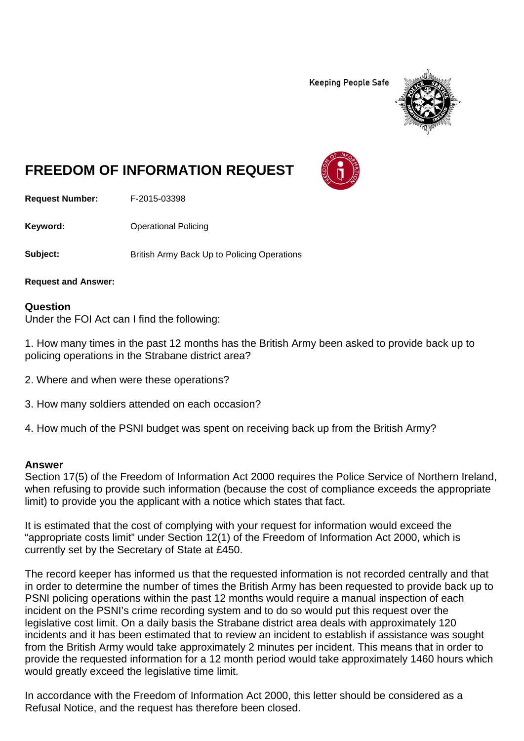Keeping People Safe

# FREEDOM OF INFORMATION REQUEST

**Request Number:** F-2015-03398

**Keyword:** Operational Policing

**Subject:** British Army Back Up to Policing Operations

**Request and Answer:**

## Question

Under the FOI Act can I find the following:

1. How many times in the past 12 months has the British Army been asked to provide back up to policing operations in the Strabane district area?

2. Where and when were these operations?

3. How many soldiers attended on each occasion?

4. How much of the PSNI budget was spent on receiving back up from the British Army?

## Answer

Section 17(5) of the Freedom of Information Act 2000 requires the Police Service of Northern Ireland, when refusing to provide such information (because the cost of compliance exceeds the appropriate limit) to provide you the applicant with a notice which states that fact.

It is estimated that the cost of complying with your request for information would exceed the "appropriate costs limit" under Section 12(1) of the Freedom of Information Act 2000, which is currently set by the Secretary of State at £450.

The record keeper has informed us that the requested information is not recorded centrally and that in order to determine the number of times the British Army has been requested to provide back up to PSNI policing operations within the past 12 months would require a manual inspection of each incident on the PSNI's crime recording system and to do so would put this request over the legislative cost limit. On a daily basis the Strabane district area deals with approximately 120 incidents and it has been estimated that to review an incident to establish if assistance was sought from the British Army would take approximately 2 minutes per incident. This means that in order to provide the requested information for a 12 month period would take approximately 1460 hours which would greatly exceed the legislative time limit.

In accordance with the Freedom of Information Act 2000, this letter should be considered as a Refusal Notice, and the request has therefore been closed.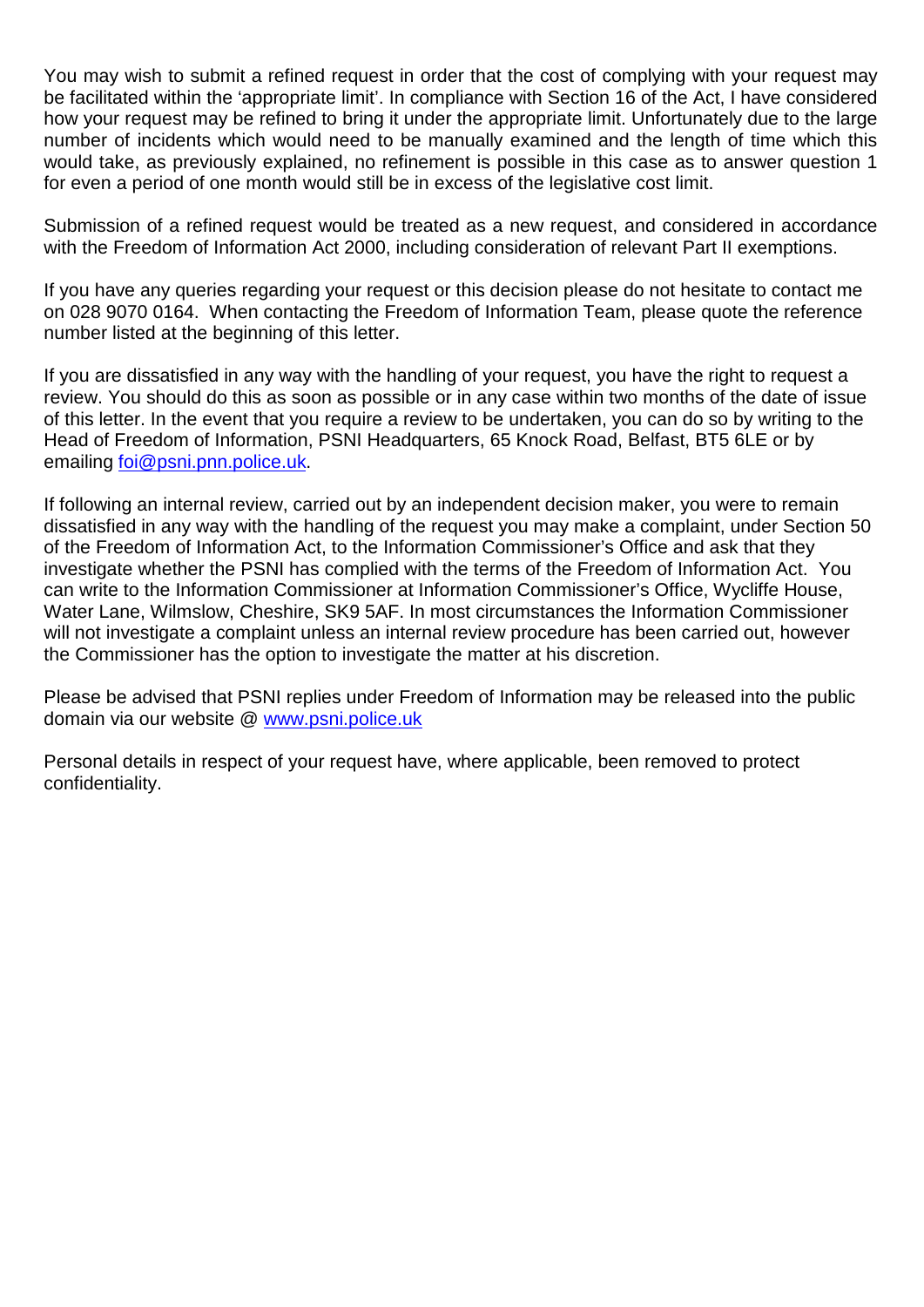You may wish to submit a refined request in order that the cost of complying with your request may be facilitated within the 'appropriate limit'. In compliance with Section 16 of the Act, I have considered how your request may be refined to bring it under the appropriate limit. Unfortunately due to the large number of incidents which would need to be manually examined and the length of time which this would take, as previously explained, no refinement is possible in this case as to answer question 1 for even a period of one month would still be in excess of the legislative cost limit.

Submission of a refined request would be treated as a new request, and considered in accordance with the Freedom of Information Act 2000, including consideration of relevant Part II exemptions.

If you have any queries regarding your request or this decision please do not hesitate to contact me on 028 9070 0164. When contacting the Freedom of Information Team, please quote the reference number listed at the beginning of this letter.

If you are dissatisfied in any way with the handling of your request, you have the right to request a review. You should do this as soon as possible or in any case within two months of the date of issue of this letter. In the event that you require a review to be undertaken, you can do so by writing to the Head of Freedom of Information, PSNI Headquarters, 65 Knock Road, Belfast, BT5 6LE or by emailing foi@psni.pnn.police.uk.

If following an internal review, carried out by an independent decision maker, you were to remain dissatisfied in any way with the handling of the request you may make a complaint, under Section 50 of the Freedom of Information Act, to the Information Commissioner's Office and ask that they investigate whether the PSNI has complied with the terms of the Freedom of Information Act. You can write to the Information Commissioner at Information Commissioner's Office, Wycliffe House, Water Lane, Wilmslow, Cheshire, SK9 5AF. In most circumstances the Information Commissioner will not investigate a complaint unless an internal review procedure has been carried out, however the Commissioner has the option to investigate the matter at his discretion.

Please be advised that PSNI replies under Freedom of Information may be released into the public domain via our website @ www.psni.police.uk

Personal details in respect of your request have, where applicable, been removed to protect confidentiality.